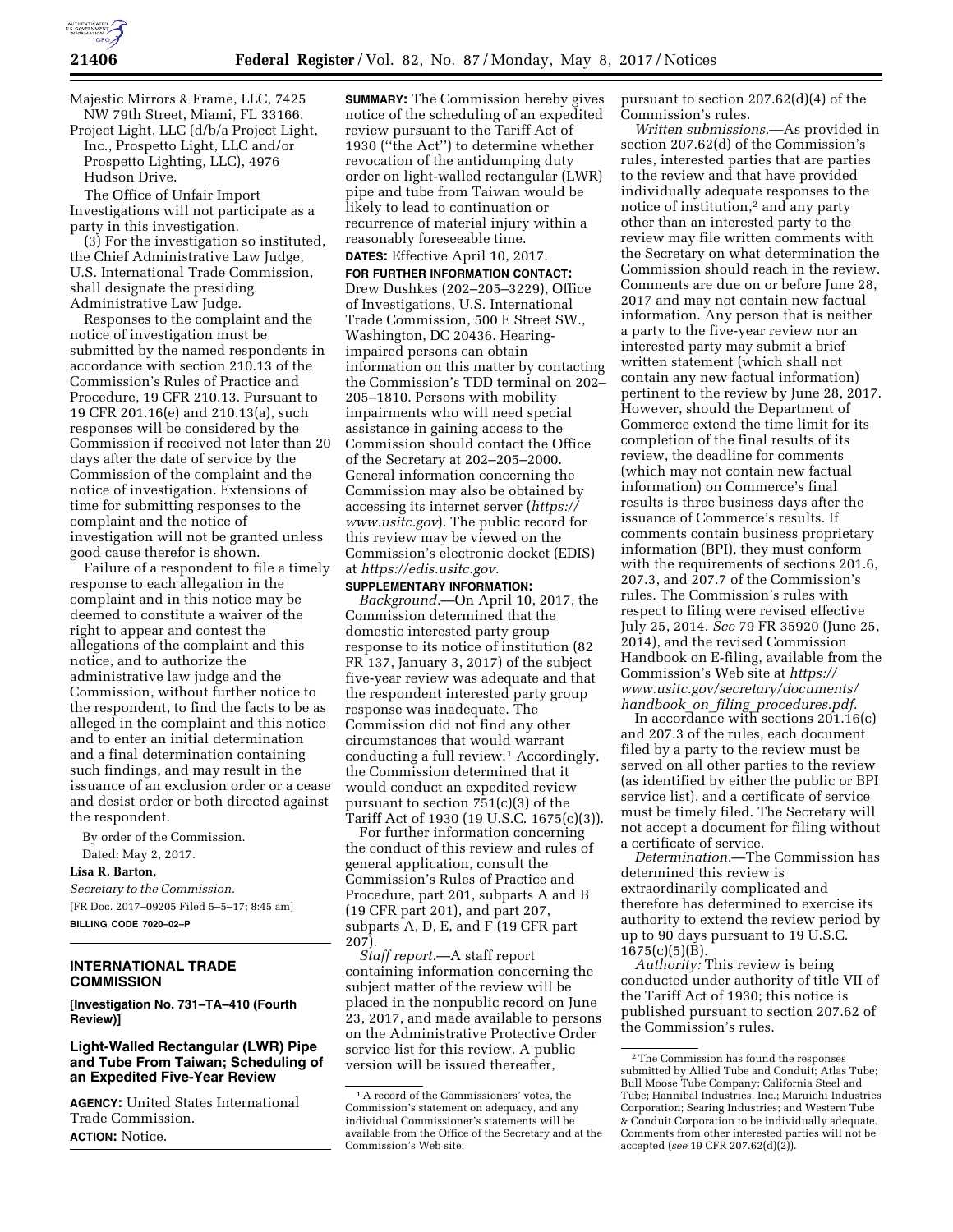Majestic Mirrors & Frame, LLC, 7425 NW 79th Street, Miami, FL 33166.

Project Light, LLC (d/b/a Project Light, Inc., Prospetto Light, LLC and/or Prospetto Lighting, LLC), 4976 Hudson Drive.

The Office of Unfair Import Investigations will not participate as a party in this investigation.

(3) For the investigation so instituted, the Chief Administrative Law Judge, U.S. International Trade Commission, shall designate the presiding Administrative Law Judge.

Responses to the complaint and the notice of investigation must be submitted by the named respondents in accordance with section 210.13 of the Commission's Rules of Practice and Procedure, 19 CFR 210.13. Pursuant to 19 CFR 201.16(e) and 210.13(a), such responses will be considered by the Commission if received not later than 20 days after the date of service by the Commission of the complaint and the notice of investigation. Extensions of time for submitting responses to the complaint and the notice of investigation will not be granted unless good cause therefor is shown.

Failure of a respondent to file a timely response to each allegation in the complaint and in this notice may be deemed to constitute a waiver of the right to appear and contest the allegations of the complaint and this notice, and to authorize the administrative law judge and the Commission, without further notice to the respondent, to find the facts to be as alleged in the complaint and this notice and to enter an initial determination and a final determination containing such findings, and may result in the issuance of an exclusion order or a cease and desist order or both directed against the respondent.

By order of the Commission.

Dated: May 2, 2017.

**Lisa R. Barton,**

*Secretary to the Commission.*

[FR Doc. 2017–09205 Filed 5–5–17; 8:45 am]

**BILLING CODE 7020–02–P**

## INTERNATIONAL TRADE COMMISSION

**[Investigation No. 731–TA–410 (Fourth Review)]**

### Light-Walled Rectangular (LWR) Pipe and Tube From Taiwan; Scheduling of an Expedited Five-Year Review

**AGENCY:** United States International Trade Commission.

**ACTION:** Notice.

**SUMMARY:** The Commission hereby gives notice of the scheduling of an expedited review pursuant to the Tariff Act of 1930 (''the Act'') to determine whether revocation of the antidumping duty order on light-walled rectangular (LWR) pipe and tube from Taiwan would be likely to lead to continuation or recurrence of material injury within a reasonably foreseeable time.

**DATES:** Effective April 10, 2017.

**FOR FURTHER INFORMATION CONTACT:** Drew Dushkes (202–205–3229), Office of Investigations, U.S. International Trade Commission, 500 E Street SW., Washington, DC 20436. Hearing-impaired persons can obtain information on this matter by contacting the Commission's TDD terminal on 202–205–1810. Persons with mobility impairments who will need special assistance in gaining access to the Commission should contact the Office of the Secretary at 202–205–2000. General information concerning the Commission may also be obtained by accessing its internet server (*https://www.usitc.gov*). The public record for this review may be viewed on the Commission's electronic docket (EDIS) at *https://edis.usitc.gov.*

**SUPPLEMENTARY INFORMATION:**

*Background.*—On April 10, 2017, the Commission determined that the domestic interested party group response to its notice of institution (82 FR 137, January 3, 2017) of the subject five-year review was adequate and that the respondent interested party group response was inadequate. The Commission did not find any other circumstances that would warrant conducting a full review.[1] Accordingly, the Commission determined that it would conduct an expedited review pursuant to section 751(c)(3) of the Tariff Act of 1930 (19 U.S.C. 1675(c)(3)).

For further information concerning the conduct of this review and rules of general application, consult the Commission's Rules of Practice and Procedure, part 201, subparts A and B (19 CFR part 201), and part 207, subparts A, D, E, and F (19 CFR part 207).

*Staff report.*—A staff report containing information concerning the subject matter of the review will be placed in the nonpublic record on June 23, 2017, and made available to persons on the Administrative Protective Order service list for this review. A public version will be issued thereafter, pursuant to section 207.62(d)(4) of the Commission's rules.

*Written submissions.*—As provided in section 207.62(d) of the Commission's rules, interested parties that are parties to the review and that have provided individually adequate responses to the notice of institution,[2] and any party other than an interested party to the review may file written comments with the Secretary on what determination the Commission should reach in the review. Comments are due on or before June 28, 2017 and may not contain new factual information. Any person that is neither a party to the five-year review nor an interested party may submit a brief written statement (which shall not contain any new factual information) pertinent to the review by June 28, 2017. However, should the Department of Commerce extend the time limit for its completion of the final results of its review, the deadline for comments (which may not contain new factual information) on Commerce's final results is three business days after the issuance of Commerce's results. If comments contain business proprietary information (BPI), they must conform with the requirements of sections 201.6, 207.3, and 207.7 of the Commission's rules. The Commission's rules with respect to filing were revised effective July 25, 2014. *See* 79 FR 35920 (June 25, 2014), and the revised Commission Handbook on E-filing, available from the Commission's Web site at *https://www.usitc.gov/secretary/documents/handbook_on_filing_procedures.pdf.*

In accordance with sections 201.16(c) and 207.3 of the rules, each document filed by a party to the review must be served on all other parties to the review (as identified by either the public or BPI service list), and a certificate of service must be timely filed. The Secretary will not accept a document for filing without a certificate of service.

*Determination.*—The Commission has determined this review is extraordinarily complicated and therefore has determined to exercise its authority to extend the review period by up to 90 days pursuant to 19 U.S.C. 1675(c)(5)(B).

*Authority:* This review is being conducted under authority of title VII of the Tariff Act of 1930; this notice is published pursuant to section 207.62 of the Commission's rules.

---

[1] A record of the Commissioners' votes, the Commission's statement on adequacy, and any individual Commissioner's statements will be available from the Office of the Secretary and at the Commission's Web site.

[2] The Commission has found the responses submitted by Allied Tube and Conduit; Atlas Tube; Bull Moose Tube Company; California Steel and Tube; Hannibal Industries, Inc.; Maruichi Industries Corporation; Searing Industries; and Western Tube & Conduit Corporation to be individually adequate. Comments from other interested parties will not be accepted (*see* 19 CFR 207.62(d)(2)).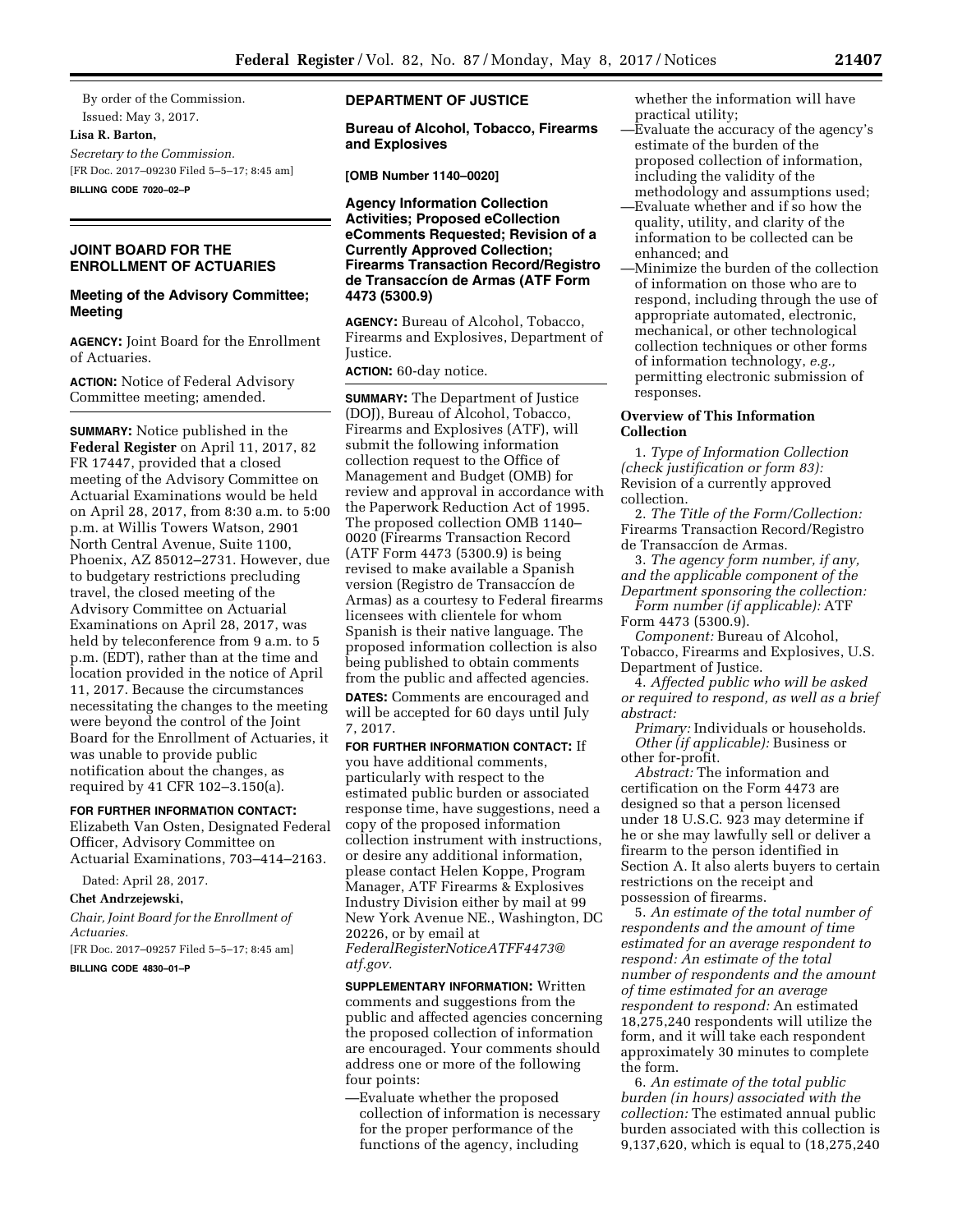By order of the Commission.

Issued: May 3, 2017.

**Lisa R. Barton,**

*Secretary to the Commission.*

[FR Doc. 2017–09230 Filed 5–5–17; 8:45 am]

**BILLING CODE 7020–02–P**

## JOINT BOARD FOR THE ENROLLMENT OF ACTUARIES

### Meeting of the Advisory Committee; Meeting

**AGENCY:** Joint Board for the Enrollment of Actuaries.

**ACTION:** Notice of Federal Advisory Committee meeting; amended.

**SUMMARY:** Notice published in the **Federal Register** on April 11, 2017, 82 FR 17447, provided that a closed meeting of the Advisory Committee on Actuarial Examinations would be held on April 28, 2017, from 8:30 a.m. to 5:00 p.m. at Willis Towers Watson, 2901 North Central Avenue, Suite 1100, Phoenix, AZ 85012–2731. However, due to budgetary restrictions precluding travel, the closed meeting of the Advisory Committee on Actuarial Examinations on April 28, 2017, was held by teleconference from 9 a.m. to 5 p.m. (EDT), rather than at the time and location provided in the notice of April 11, 2017. Because the circumstances necessitating the changes to the meeting were beyond the control of the Joint Board for the Enrollment of Actuaries, it was unable to provide public notification about the changes, as required by 41 CFR 102–3.150(a).

**FOR FURTHER INFORMATION CONTACT:** Elizabeth Van Osten, Designated Federal Officer, Advisory Committee on Actuarial Examinations, 703–414–2163.

Dated: April 28, 2017.

**Chet Andrzejewski,**

*Chair, Joint Board for the Enrollment of Actuaries.*

[FR Doc. 2017–09257 Filed 5–5–17; 8:45 am]

**BILLING CODE 4830–01–P**

## DEPARTMENT OF JUSTICE

### Bureau of Alcohol, Tobacco, Firearms and Explosives

**[OMB Number 1140–0020]**

### Agency Information Collection Activities; Proposed eCollection eComments Requested; Revision of a Currently Approved Collection; Firearms Transaction Record/Registro de Transaccíon de Armas (ATF Form 4473 (5300.9)

**AGENCY:** Bureau of Alcohol, Tobacco, Firearms and Explosives, Department of Justice.

**ACTION:** 60-day notice.

**SUMMARY:** The Department of Justice (DOJ), Bureau of Alcohol, Tobacco, Firearms and Explosives (ATF), will submit the following information collection request to the Office of Management and Budget (OMB) for review and approval in accordance with the Paperwork Reduction Act of 1995. The proposed collection OMB 1140–0020 (Firearms Transaction Record (ATF Form 4473 (5300.9) is being revised to make available a Spanish version (Registro de Transaccíon de Armas) as a courtesy to Federal firearms licensees with clientele for whom Spanish is their native language. The proposed information collection is also being published to obtain comments from the public and affected agencies.

**DATES:** Comments are encouraged and will be accepted for 60 days until July 7, 2017.

**FOR FURTHER INFORMATION CONTACT:** If you have additional comments, particularly with respect to the estimated public burden or associated response time, have suggestions, need a copy of the proposed information collection instrument with instructions, or desire any additional information, please contact Helen Koppe, Program Manager, ATF Firearms & Explosives Industry Division either by mail at 99 New York Avenue NE., Washington, DC 20226, or by email at *FederalRegisterNoticeATFF4473@atf.gov.*

**SUPPLEMENTARY INFORMATION:** Written comments and suggestions from the public and affected agencies concerning the proposed collection of information are encouraged. Your comments should address one or more of the following four points:

—Evaluate whether the proposed collection of information is necessary for the proper performance of the functions of the agency, including whether the information will have practical utility;

—Evaluate the accuracy of the agency's estimate of the burden of the proposed collection of information, including the validity of the methodology and assumptions used;

—Evaluate whether and if so how the quality, utility, and clarity of the information to be collected can be enhanced; and

—Minimize the burden of the collection of information on those who are to respond, including through the use of appropriate automated, electronic, mechanical, or other technological collection techniques or other forms of information technology, *e.g.,* permitting electronic submission of responses.

**Overview of This Information Collection**

1. *Type of Information Collection (check justification or form 83):* Revision of a currently approved collection.

2. *The Title of the Form/Collection:* Firearms Transaction Record/Registro de Transaccíon de Armas.

3. *The agency form number, if any, and the applicable component of the Department sponsoring the collection:*

*Form number (if applicable):* ATF Form 4473 (5300.9).

*Component:* Bureau of Alcohol, Tobacco, Firearms and Explosives, U.S. Department of Justice.

4. *Affected public who will be asked or required to respond, as well as a brief abstract:*

*Primary:* Individuals or households.

*Other (if applicable):* Business or other for-profit.

*Abstract:* The information and certification on the Form 4473 are designed so that a person licensed under 18 U.S.C. 923 may determine if he or she may lawfully sell or deliver a firearm to the person identified in Section A. It also alerts buyers to certain restrictions on the receipt and possession of firearms.

5. *An estimate of the total number of respondents and the amount of time estimated for an average respondent to respond: An estimate of the total number of respondents and the amount of time estimated for an average respondent to respond:* An estimated 18,275,240 respondents will utilize the form, and it will take each respondent approximately 30 minutes to complete the form.

6. *An estimate of the total public burden (in hours) associated with the collection:* The estimated annual public burden associated with this collection is 9,137,620, which is equal to (18,275,240